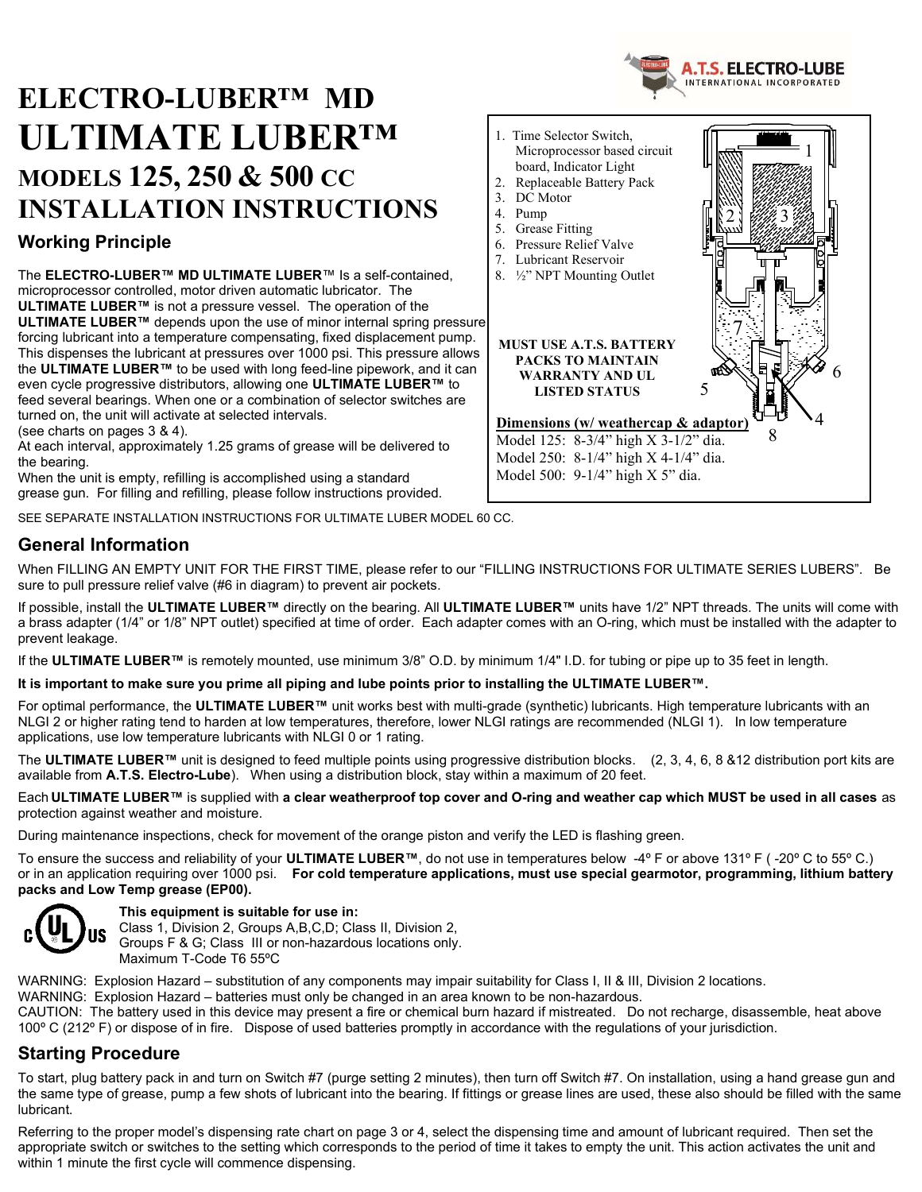# ELECTRO-LUBER™ MD
# ULTIMATE LUBER™
# MODELS 125, 250 & 500 CC
# INSTALLATION INSTRUCTIONS

## Working Principle

The **ELECTRO-LUBER™ MD ULTIMATE LUBER**™ Is a self-contained, microprocessor controlled, motor driven automatic lubricator. The **ULTIMATE LUBER™** is not a pressure vessel. The operation of the **ULTIMATE LUBER™** depends upon the use of minor internal spring pressure forcing lubricant into a temperature compensating, fixed displacement pump. This dispenses the lubricant at pressures over 1000 psi. This pressure allows the **ULTIMATE LUBER™** to be used with long feed-line pipework, and it can even cycle progressive distributors, allowing one **ULTIMATE LUBER™** to feed several bearings. When one or a combination of selector switches are turned on, the unit will activate at selected intervals.
(see charts on pages 3 & 4).
At each interval, approximately 1.25 grams of grease will be delivered to the bearing.
When the unit is empty, refilling is accomplished using a standard grease gun. For filling and refilling, please follow instructions provided.

1. Time Selector Switch, Microprocessor based circuit board, Indicator Light
2. Replaceable Battery Pack
3. DC Motor
4. Pump
5. Grease Fitting
6. Pressure Relief Valve
7. Lubricant Reservoir
8. ½" NPT Mounting Outlet

**MUST USE A.T.S. BATTERY PACKS TO MAINTAIN WARRANTY AND UL LISTED STATUS**

**Dimensions (w/ weathercap & adaptor)**
Model 125: 8-3/4" high X 3-1/2" dia.
Model 250: 8-1/4" high X 4-1/4" dia.
Model 500: 9-1/4" high X 5" dia.

SEE SEPARATE INSTALLATION INSTRUCTIONS FOR ULTIMATE LUBER MODEL 60 CC.

## General Information

When FILLING AN EMPTY UNIT FOR THE FIRST TIME, please refer to our "FILLING INSTRUCTIONS FOR ULTIMATE SERIES LUBERS". Be sure to pull pressure relief valve (#6 in diagram) to prevent air pockets.

If possible, install the **ULTIMATE LUBER™** directly on the bearing. All **ULTIMATE LUBER™** units have 1/2" NPT threads. The units will come with a brass adapter (1/4" or 1/8" NPT outlet) specified at time of order. Each adapter comes with an O-ring, which must be installed with the adapter to prevent leakage.

If the **ULTIMATE LUBER™** is remotely mounted, use minimum 3/8" O.D. by minimum 1/4" I.D. for tubing or pipe up to 35 feet in length.

**It is important to make sure you prime all piping and lube points prior to installing the ULTIMATE LUBER™.**

For optimal performance, the **ULTIMATE LUBER™** unit works best with multi-grade (synthetic) lubricants. High temperature lubricants with an NLGI 2 or higher rating tend to harden at low temperatures, therefore, lower NLGI ratings are recommended (NLGI 1). In low temperature applications, use low temperature lubricants with NLGI 0 or 1 rating.

The **ULTIMATE LUBER™** unit is designed to feed multiple points using progressive distribution blocks. (2, 3, 4, 6, 8 &12 distribution port kits are available from **A.T.S. Electro-Lube**). When using a distribution block, stay within a maximum of 20 feet.

Each **ULTIMATE LUBER™** is supplied with **a clear weatherproof top cover and O-ring and weather cap which MUST be used in all cases** as protection against weather and moisture.

During maintenance inspections, check for movement of the orange piston and verify the LED is flashing green.

To ensure the success and reliability of your **ULTIMATE LUBER™**, do not use in temperatures below -4º F or above 131º F ( -20º C to 55º C.) or in an application requiring over 1000 psi. **For cold temperature applications, must use special gearmotor, programming, lithium battery packs and Low Temp grease (EP00).**

**This equipment is suitable for use in:**
Class 1, Division 2, Groups A,B,C,D; Class II, Division 2, Groups F & G; Class III or non-hazardous locations only.
Maximum T-Code T6 55ºC

WARNING: Explosion Hazard – substitution of any components may impair suitability for Class I, II & III, Division 2 locations.
WARNING: Explosion Hazard – batteries must only be changed in an area known to be non-hazardous.
CAUTION: The battery used in this device may present a fire or chemical burn hazard if mistreated. Do not recharge, disassemble, heat above 100º C (212º F) or dispose of in fire. Dispose of used batteries promptly in accordance with the regulations of your jurisdiction.

## Starting Procedure

To start, plug battery pack in and turn on Switch #7 (purge setting 2 minutes), then turn off Switch #7. On installation, using a hand grease gun and the same type of grease, pump a few shots of lubricant into the bearing. If fittings or grease lines are used, these also should be filled with the same lubricant.

Referring to the proper model's dispensing rate chart on page 3 or 4, select the dispensing time and amount of lubricant required. Then set the appropriate switch or switches to the setting which corresponds to the period of time it takes to empty the unit. This action activates the unit and within 1 minute the first cycle will commence dispensing.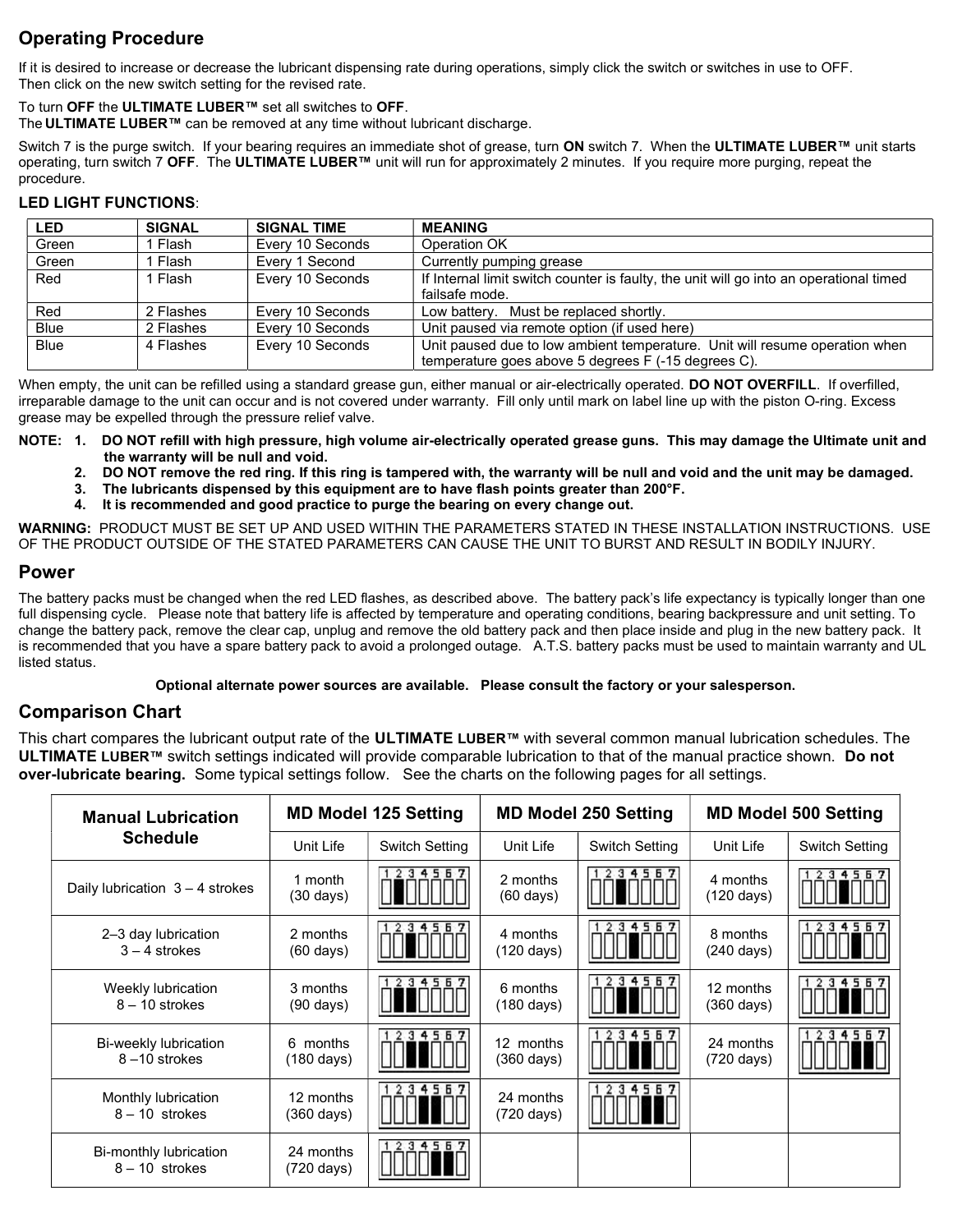## Operating Procedure

If it is desired to increase or decrease the lubricant dispensing rate during operations, simply click the switch or switches in use to OFF. Then click on the new switch setting for the revised rate.

To turn **OFF** the **ULTIMATE LUBER™** set all switches to **OFF**.
The **ULTIMATE LUBER™** can be removed at any time without lubricant discharge.

Switch 7 is the purge switch. If your bearing requires an immediate shot of grease, turn **ON** switch 7. When the **ULTIMATE LUBER™** unit starts operating, turn switch 7 **OFF**. The **ULTIMATE LUBER™** unit will run for approximately 2 minutes. If you require more purging, repeat the procedure.

### LED LIGHT FUNCTIONS:

| LED | SIGNAL | SIGNAL TIME | MEANING |
| --- | --- | --- | --- |
| Green | 1 Flash | Every 10 Seconds | Operation OK |
| Green | 1 Flash | Every 1 Second | Currently pumping grease |
| Red | 1 Flash | Every 10 Seconds | If Internal limit switch counter is faulty, the unit will go into an operational timed failsafe mode. |
| Red | 2 Flashes | Every 10 Seconds | Low battery. Must be replaced shortly. |
| Blue | 2 Flashes | Every 10 Seconds | Unit paused via remote option (if used here) |
| Blue | 4 Flashes | Every 10 Seconds | Unit paused due to low ambient temperature. Unit will resume operation when temperature goes above 5 degrees F (-15 degrees C). |

When empty, the unit can be refilled using a standard grease gun, either manual or air-electrically operated. **DO NOT OVERFILL**. If overfilled, irreparable damage to the unit can occur and is not covered under warranty. Fill only until mark on label line up with the piston O-ring. Excess grease may be expelled through the pressure relief valve.

**NOTE:**
1. **DO NOT refill with high pressure, high volume air-electrically operated grease guns. This may damage the Ultimate unit and the warranty will be null and void.**
2. **DO NOT remove the red ring. If this ring is tampered with, the warranty will be null and void and the unit may be damaged.**
3. **The lubricants dispensed by this equipment are to have flash points greater than 200°F.**
4. **It is recommended and good practice to purge the bearing on every change out.**

**WARNING:** PRODUCT MUST BE SET UP AND USED WITHIN THE PARAMETERS STATED IN THESE INSTALLATION INSTRUCTIONS. USE OF THE PRODUCT OUTSIDE OF THE STATED PARAMETERS CAN CAUSE THE UNIT TO BURST AND RESULT IN BODILY INJURY.

## Power

The battery packs must be changed when the red LED flashes, as described above. The battery pack's life expectancy is typically longer than one full dispensing cycle. Please note that battery life is affected by temperature and operating conditions, bearing backpressure and unit setting. To change the battery pack, remove the clear cap, unplug and remove the old battery pack and then place inside and plug in the new battery pack. It is recommended that you have a spare battery pack to avoid a prolonged outage. A.T.S. battery packs must be used to maintain warranty and UL listed status.

**Optional alternate power sources are available. Please consult the factory or your salesperson.**

## Comparison Chart

This chart compares the lubricant output rate of the **ULTIMATE LUBER™** with several common manual lubrication schedules. The **ULTIMATE LUBER™** switch settings indicated will provide comparable lubrication to that of the manual practice shown. **Do not over-lubricate bearing.** Some typical settings follow. See the charts on the following pages for all settings.

| Manual Lubrication Schedule | MD Model 125 Setting | | MD Model 250 Setting | | MD Model 500 Setting | |
| --- | --- | --- | --- | --- | --- | --- |
| | Unit Life | Switch Setting | Unit Life | Switch Setting | Unit Life | Switch Setting |
| Daily lubrication 3 – 4 strokes | 1 month (30 days) | ON: 2 | 2 months (60 days) | ON: 3 | 4 months (120 days) | ON: 4 |
| 2–3 day lubrication 3 – 4 strokes | 2 months (60 days) | ON: 3 | 4 months (120 days) | ON: 4 | 8 months (240 days) | ON: 5 |
| Weekly lubrication 8 – 10 strokes | 3 months (90 days) | ON: 2, 3 | 6 months (180 days) | ON: 3, 4 | 12 months (360 days) | ON: 4, 5 |
| Bi-weekly lubrication 8 –10 strokes | 6 months (180 days) | ON: 3, 4 | 12 months (360 days) | ON: 4, 5 | 24 months (720 days) | ON: 5, 6 |
| Monthly lubrication 8 – 10 strokes | 12 months (360 days) | ON: 4, 5 | 24 months (720 days) | ON: 5, 6 | | |
| Bi-monthly lubrication 8 – 10 strokes | 24 months (720 days) | ON: 5, 6 | | | | |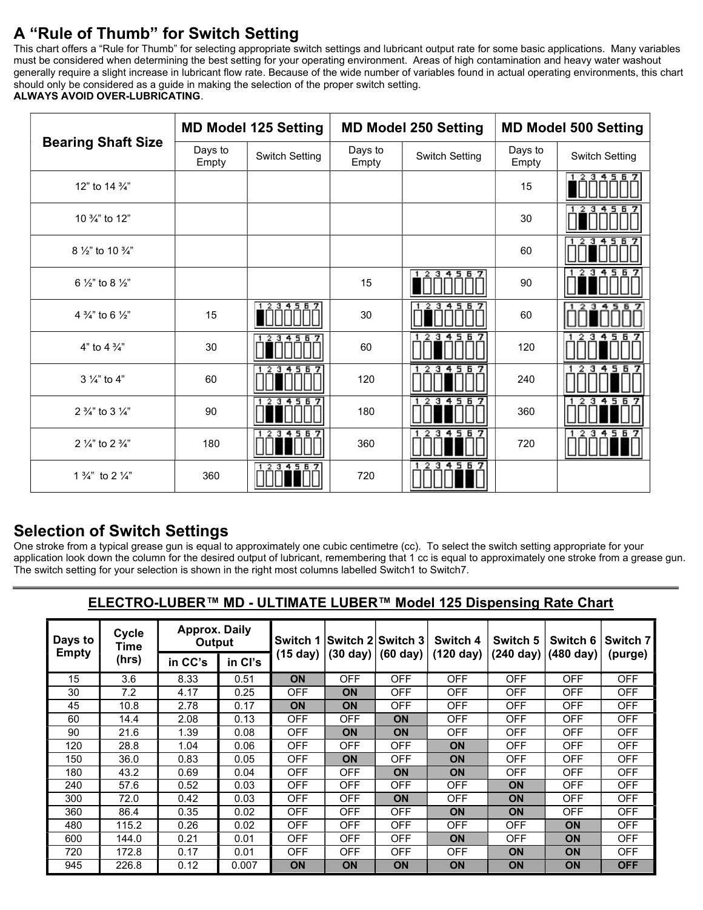# A "Rule of Thumb" for Switch Setting

This chart offers a "Rule for Thumb" for selecting appropriate switch settings and lubricant output rate for some basic applications. Many variables must be considered when determining the best setting for your operating environment. Areas of high contamination and heavy water washout generally require a slight increase in lubricant flow rate. Because of the wide number of variables found in actual operating environments, this chart should only be considered as a guide in making the selection of the proper switch setting.

**ALWAYS AVOID OVER-LUBRICATING**.

| Bearing Shaft Size | MD Model 125 Setting | | MD Model 250 Setting | | MD Model 500 Setting | |
|---|---|---|---|---|---|---|
| | Days to Empty | Switch Setting | Days to Empty | Switch Setting | Days to Empty | Switch Setting |
| 12" to 14 ¾" | | | | | 15 | 1 ON |
| 10 ¾" to 12" | | | | | 30 | 2 ON |
| 8 ½" to 10 ¾" | | | | | 60 | 3 ON |
| 6 ½" to 8 ½" | | | 15 | 1 ON | 90 | 2, 3 ON |
| 4 ¾" to 6 ½" | 15 | 1 ON | 30 | 2 ON | 60 | 3 ON |
| 4" to 4 ¾" | 30 | 2 ON | 60 | 3 ON | 120 | 4 ON |
| 3 ¼" to 4" | 60 | 3 ON | 120 | 4 ON | 240 | 5 ON |
| 2 ¾" to 3 ¼" | 90 | 2, 3 ON | 180 | 3, 4 ON | 360 | 4, 5 ON |
| 2 ¼" to 2 ¾" | 180 | 3, 4 ON | 360 | 4, 5 ON | 720 | 5, 6 ON |
| 1 ¾" to 2 ¼" | 360 | 4, 5 ON | 720 | 5, 6 ON | | |

# Selection of Switch Settings

One stroke from a typical grease gun is equal to approximately one cubic centimetre (cc). To select the switch setting appropriate for your application look down the column for the desired output of lubricant, remembering that 1 cc is equal to approximately one stroke from a grease gun. The switch setting for your selection is shown in the right most columns labelled Switch1 to Switch7.

## ELECTRO-LUBER™ MD - ULTIMATE LUBER™ Model 125 Dispensing Rate Chart

| Days to Empty | Cycle Time (hrs) | Approx. Daily Output | | Switch 1 (15 day) | Switch 2 (30 day) | Switch 3 (60 day) | Switch 4 (120 day) | Switch 5 (240 day) | Switch 6 (480 day) | Switch 7 (purge) |
|---|---|---|---|---|---|---|---|---|---|---|
| | | in CC's | in CI's | | | | | | | |
| 15 | 3.6 | 8.33 | 0.51 | ON | OFF | OFF | OFF | OFF | OFF | OFF |
| 30 | 7.2 | 4.17 | 0.25 | OFF | ON | OFF | OFF | OFF | OFF | OFF |
| 45 | 10.8 | 2.78 | 0.17 | ON | ON | OFF | OFF | OFF | OFF | OFF |
| 60 | 14.4 | 2.08 | 0.13 | OFF | OFF | ON | OFF | OFF | OFF | OFF |
| 90 | 21.6 | 1.39 | 0.08 | OFF | ON | ON | OFF | OFF | OFF | OFF |
| 120 | 28.8 | 1.04 | 0.06 | OFF | OFF | OFF | ON | OFF | OFF | OFF |
| 150 | 36.0 | 0.83 | 0.05 | OFF | ON | OFF | ON | OFF | OFF | OFF |
| 180 | 43.2 | 0.69 | 0.04 | OFF | OFF | ON | ON | OFF | OFF | OFF |
| 240 | 57.6 | 0.52 | 0.03 | OFF | OFF | OFF | OFF | ON | OFF | OFF |
| 300 | 72.0 | 0.42 | 0.03 | OFF | OFF | ON | OFF | ON | OFF | OFF |
| 360 | 86.4 | 0.35 | 0.02 | OFF | OFF | OFF | ON | ON | OFF | OFF |
| 480 | 115.2 | 0.26 | 0.02 | OFF | OFF | OFF | OFF | OFF | ON | OFF |
| 600 | 144.0 | 0.21 | 0.01 | OFF | OFF | OFF | ON | OFF | ON | OFF |
| 720 | 172.8 | 0.17 | 0.01 | OFF | OFF | OFF | OFF | ON | ON | OFF |
| 945 | 226.8 | 0.12 | 0.007 | ON | ON | ON | ON | ON | ON | OFF |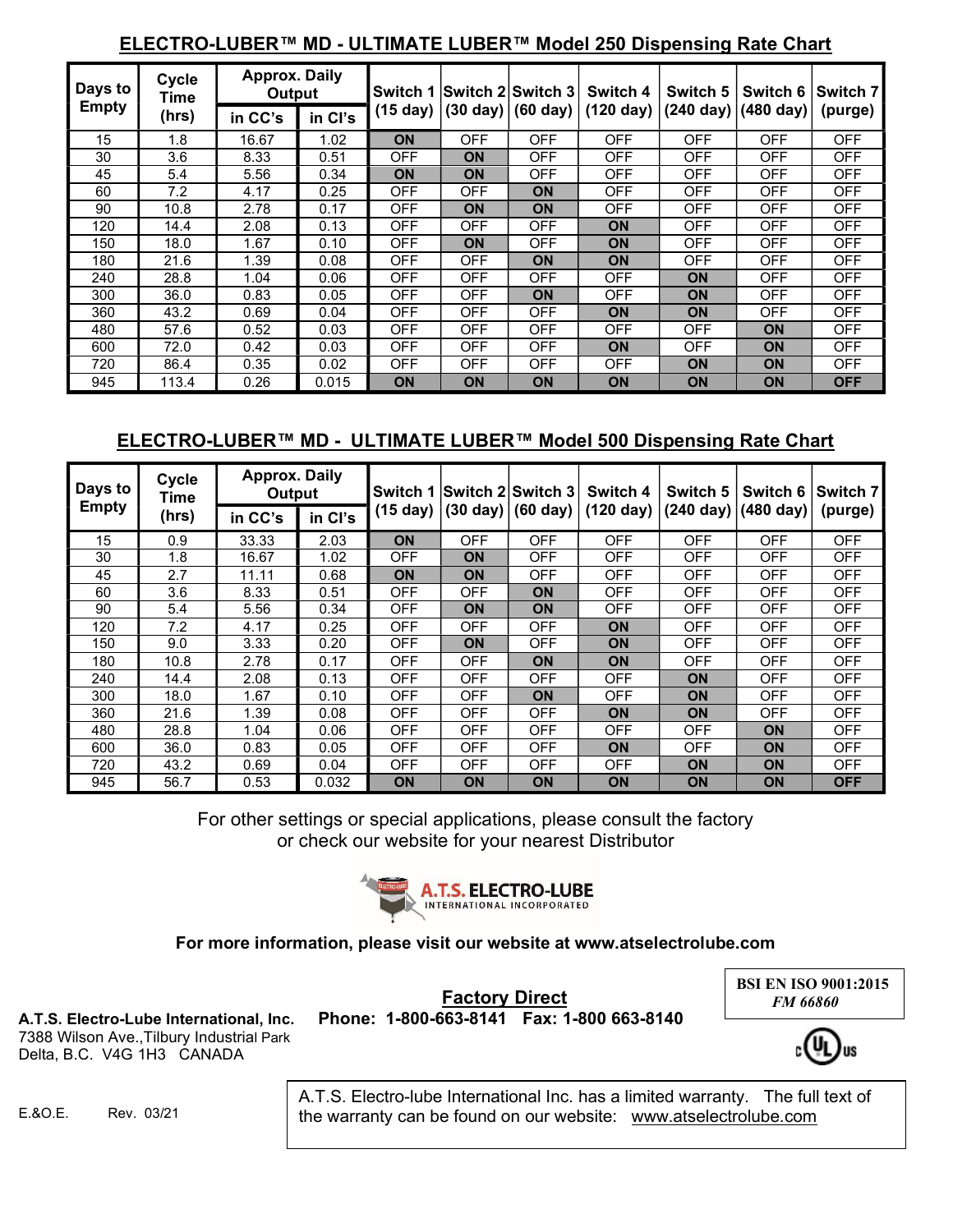## ELECTRO-LUBER™ MD - ULTIMATE LUBER™ Model 250 Dispensing Rate Chart

| Days to Empty | Cycle Time (hrs) | Approx. Daily Output | | Switch 1 (15 day) | Switch 2 (30 day) | Switch 3 (60 day) | Switch 4 (120 day) | Switch 5 (240 day) | Switch 6 (480 day) | Switch 7 (purge) |
|---|---|---|---|---|---|---|---|---|---|---|
| | | in CC's | in CI's | | | | | | | |
| 15 | 1.8 | 16.67 | 1.02 | ON | OFF | OFF | OFF | OFF | OFF | OFF |
| 30 | 3.6 | 8.33 | 0.51 | OFF | ON | OFF | OFF | OFF | OFF | OFF |
| 45 | 5.4 | 5.56 | 0.34 | ON | ON | OFF | OFF | OFF | OFF | OFF |
| 60 | 7.2 | 4.17 | 0.25 | OFF | OFF | ON | OFF | OFF | OFF | OFF |
| 90 | 10.8 | 2.78 | 0.17 | OFF | ON | ON | OFF | OFF | OFF | OFF |
| 120 | 14.4 | 2.08 | 0.13 | OFF | OFF | OFF | ON | OFF | OFF | OFF |
| 150 | 18.0 | 1.67 | 0.10 | OFF | ON | OFF | ON | OFF | OFF | OFF |
| 180 | 21.6 | 1.39 | 0.08 | OFF | OFF | ON | ON | OFF | OFF | OFF |
| 240 | 28.8 | 1.04 | 0.06 | OFF | OFF | OFF | OFF | ON | OFF | OFF |
| 300 | 36.0 | 0.83 | 0.05 | OFF | OFF | ON | OFF | ON | OFF | OFF |
| 360 | 43.2 | 0.69 | 0.04 | OFF | OFF | OFF | ON | ON | OFF | OFF |
| 480 | 57.6 | 0.52 | 0.03 | OFF | OFF | OFF | OFF | OFF | ON | OFF |
| 600 | 72.0 | 0.42 | 0.03 | OFF | OFF | OFF | ON | OFF | ON | OFF |
| 720 | 86.4 | 0.35 | 0.02 | OFF | OFF | OFF | OFF | ON | ON | OFF |
| 945 | 113.4 | 0.26 | 0.015 | ON | ON | ON | ON | ON | ON | OFF |

## ELECTRO-LUBER™ MD - ULTIMATE LUBER™ Model 500 Dispensing Rate Chart

| Days to Empty | Cycle Time (hrs) | Approx. Daily Output | | Switch 1 (15 day) | Switch 2 (30 day) | Switch 3 (60 day) | Switch 4 (120 day) | Switch 5 (240 day) | Switch 6 (480 day) | Switch 7 (purge) |
|---|---|---|---|---|---|---|---|---|---|---|
| | | in CC's | in CI's | | | | | | | |
| 15 | 0.9 | 33.33 | 2.03 | ON | OFF | OFF | OFF | OFF | OFF | OFF |
| 30 | 1.8 | 16.67 | 1.02 | OFF | ON | OFF | OFF | OFF | OFF | OFF |
| 45 | 2.7 | 11.11 | 0.68 | ON | ON | OFF | OFF | OFF | OFF | OFF |
| 60 | 3.6 | 8.33 | 0.51 | OFF | OFF | ON | OFF | OFF | OFF | OFF |
| 90 | 5.4 | 5.56 | 0.34 | OFF | ON | ON | OFF | OFF | OFF | OFF |
| 120 | 7.2 | 4.17 | 0.25 | OFF | OFF | OFF | ON | OFF | OFF | OFF |
| 150 | 9.0 | 3.33 | 0.20 | OFF | ON | OFF | ON | OFF | OFF | OFF |
| 180 | 10.8 | 2.78 | 0.17 | OFF | OFF | ON | ON | OFF | OFF | OFF |
| 240 | 14.4 | 2.08 | 0.13 | OFF | OFF | OFF | OFF | ON | OFF | OFF |
| 300 | 18.0 | 1.67 | 0.10 | OFF | OFF | ON | OFF | ON | OFF | OFF |
| 360 | 21.6 | 1.39 | 0.08 | OFF | OFF | OFF | ON | ON | OFF | OFF |
| 480 | 28.8 | 1.04 | 0.06 | OFF | OFF | OFF | OFF | OFF | ON | OFF |
| 600 | 36.0 | 0.83 | 0.05 | OFF | OFF | OFF | ON | OFF | ON | OFF |
| 720 | 43.2 | 0.69 | 0.04 | OFF | OFF | OFF | OFF | ON | ON | OFF |
| 945 | 56.7 | 0.53 | 0.032 | ON | ON | ON | ON | ON | ON | OFF |

For other settings or special applications, please consult the factory
or check our website for your nearest Distributor

A.T.S. ELECTRO-LUBE
INTERNATIONAL INCORPORATED

**For more information, please visit our website at www.atselectrolube.com**

**Factory Direct**

**A.T.S. Electro-Lube International, Inc.** **Phone: 1-800-663-8141 Fax: 1-800 663-8140**
7388 Wilson Ave.,Tilbury Industrial Park
Delta, B.C. V4G 1H3 CANADA

**BSI EN ISO 9001:2015**
***FM 66860***

E.&O.E. Rev. 03/21

A.T.S. Electro-lube International Inc. has a limited warranty. The full text of the warranty can be found on our website: www.atselectrolube.com